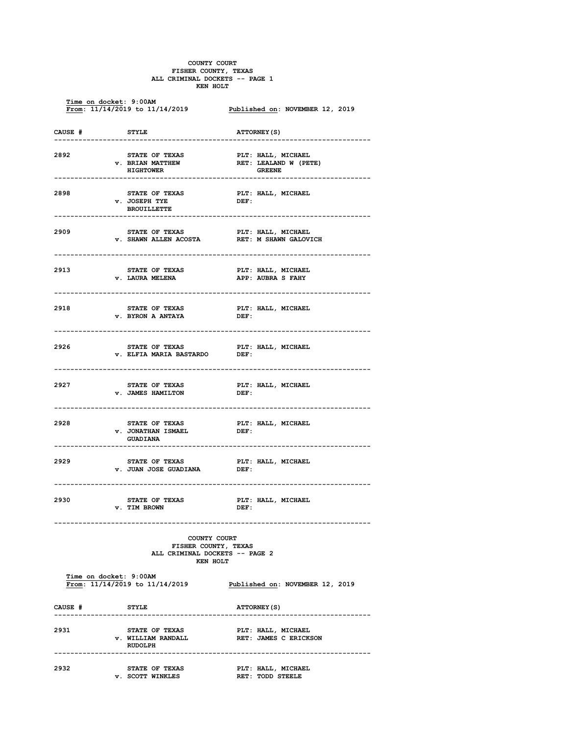# COUNTY COURT
## FISHER COUNTY, TEXAS
## ALL CRIMINAL DOCKETS -- PAGE 1
## KEN HOLT

Time on docket: 9:00AM
From: 11/14/2019 to 11/14/2019 Published on: NOVEMBER 12, 2019

| CAUSE # | STYLE | ATTORNEY(S) |
|---|---|---|
| 2892 | STATE OF TEXAS v. BRIAN MATTHEW HIGHTOWER | PLT: HALL, MICHAEL<br>RET: LEALAND W (PETE) GREENE |
| 2898 | STATE OF TEXAS v. JOSEPH TYE BROUILLETTE | PLT: HALL, MICHAEL<br>DEF: |
| 2909 | STATE OF TEXAS v. SHAWN ALLEN ACOSTA | PLT: HALL, MICHAEL<br>RET: M SHAWN GALOVICH |
| 2913 | STATE OF TEXAS v. LAURA MELENA | PLT: HALL, MICHAEL<br>APP: AUBRA S FAHY |
| 2918 | STATE OF TEXAS v. BYRON A ANTAYA | PLT: HALL, MICHAEL<br>DEF: |
| 2926 | STATE OF TEXAS v. ELFIA MARIA BASTARDO | PLT: HALL, MICHAEL<br>DEF: |
| 2927 | STATE OF TEXAS v. JAMES HAMILTON | PLT: HALL, MICHAEL<br>DEF: |
| 2928 | STATE OF TEXAS v. JONATHAN ISMAEL GUADIANA | PLT: HALL, MICHAEL<br>DEF: |
| 2929 | STATE OF TEXAS v. JUAN JOSE GUADIANA | PLT: HALL, MICHAEL<br>DEF: |
| 2930 | STATE OF TEXAS v. TIM BROWN | PLT: HALL, MICHAEL<br>DEF: |

# COUNTY COURT
## FISHER COUNTY, TEXAS
## ALL CRIMINAL DOCKETS -- PAGE 2
## KEN HOLT

Time on docket: 9:00AM
From: 11/14/2019 to 11/14/2019 Published on: NOVEMBER 12, 2019

| CAUSE # | STYLE | ATTORNEY(S) |
|---|---|---|
| 2931 | STATE OF TEXAS v. WILLIAM RANDALL RUDOLPH | PLT: HALL, MICHAEL<br>RET: JAMES C ERICKSON |
| 2932 | STATE OF TEXAS v. SCOTT WINKLES | PLT: HALL, MICHAEL<br>RET: TODD STEELE |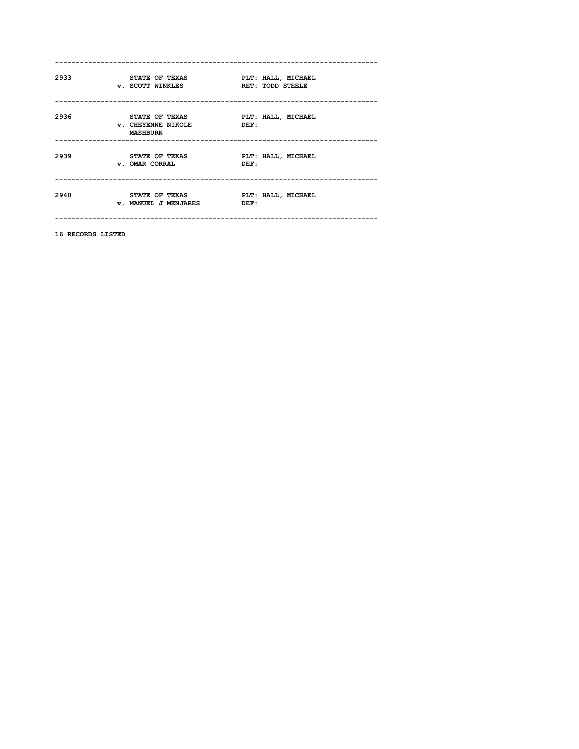| | | |
|---|---|---|
| 2933 | STATE OF TEXAS<br>v. SCOTT WINKLES | PLT: HALL, MICHAEL<br>RET: TODD STEELE |
| 2936 | STATE OF TEXAS<br>v. CHEYENNE NIKOLE MASHBURN | PLT: HALL, MICHAEL<br>DEF: |
| 2939 | STATE OF TEXAS<br>v. OMAR CORRAL | PLT: HALL, MICHAEL<br>DEF: |
| 2940 | STATE OF TEXAS<br>v. MANUEL J MENJARES | PLT: HALL, MICHAEL<br>DEF: |

16 RECORDS LISTED